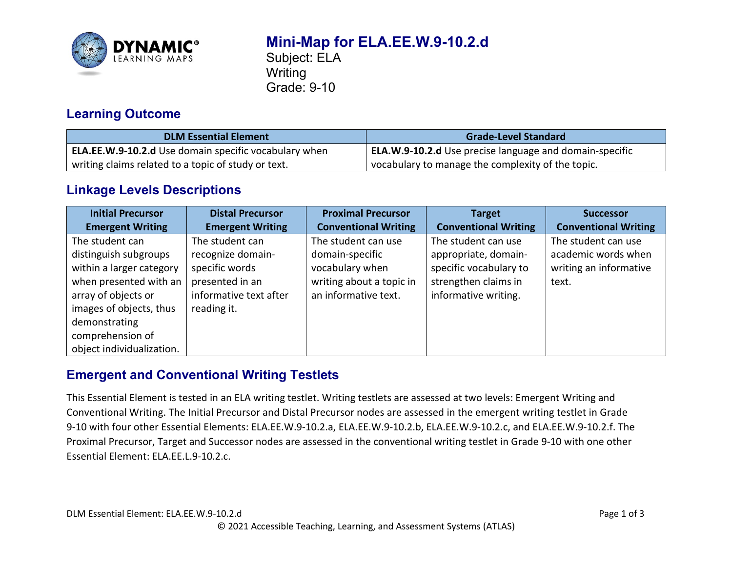# Mini-Map for ELA.EE.W.9-10.2.d

Subject: ELA
Writing
Grade: 9-10

## Learning Outcome

| DLM Essential Element | Grade-Level Standard |
|---|---|
| **ELA.EE.W.9-10.2.d** Use domain specific vocabulary when writing claims related to a topic of study or text. | **ELA.W.9-10.2.d** Use precise language and domain-specific vocabulary to manage the complexity of the topic. |

## Linkage Levels Descriptions

| Initial Precursor Emergent Writing | Distal Precursor Emergent Writing | Proximal Precursor Conventional Writing | Target Conventional Writing | Successor Conventional Writing |
|---|---|---|---|---|
| The student can distinguish subgroups within a larger category when presented with an array of objects or images of objects, thus demonstrating comprehension of object individualization. | The student can recognize domain-specific words presented in an informative text after reading it. | The student can use domain-specific vocabulary when writing about a topic in an informative text. | The student can use appropriate, domain-specific vocabulary to strengthen claims in informative writing. | The student can use academic words when writing an informative text. |

## Emergent and Conventional Writing Testlets

This Essential Element is tested in an ELA writing testlet. Writing testlets are assessed at two levels: Emergent Writing and Conventional Writing. The Initial Precursor and Distal Precursor nodes are assessed in the emergent writing testlet in Grade 9-10 with four other Essential Elements: ELA.EE.W.9-10.2.a, ELA.EE.W.9-10.2.b, ELA.EE.W.9-10.2.c, and ELA.EE.W.9-10.2.f. The Proximal Precursor, Target and Successor nodes are assessed in the conventional writing testlet in Grade 9-10 with one other Essential Element: ELA.EE.L.9-10.2.c.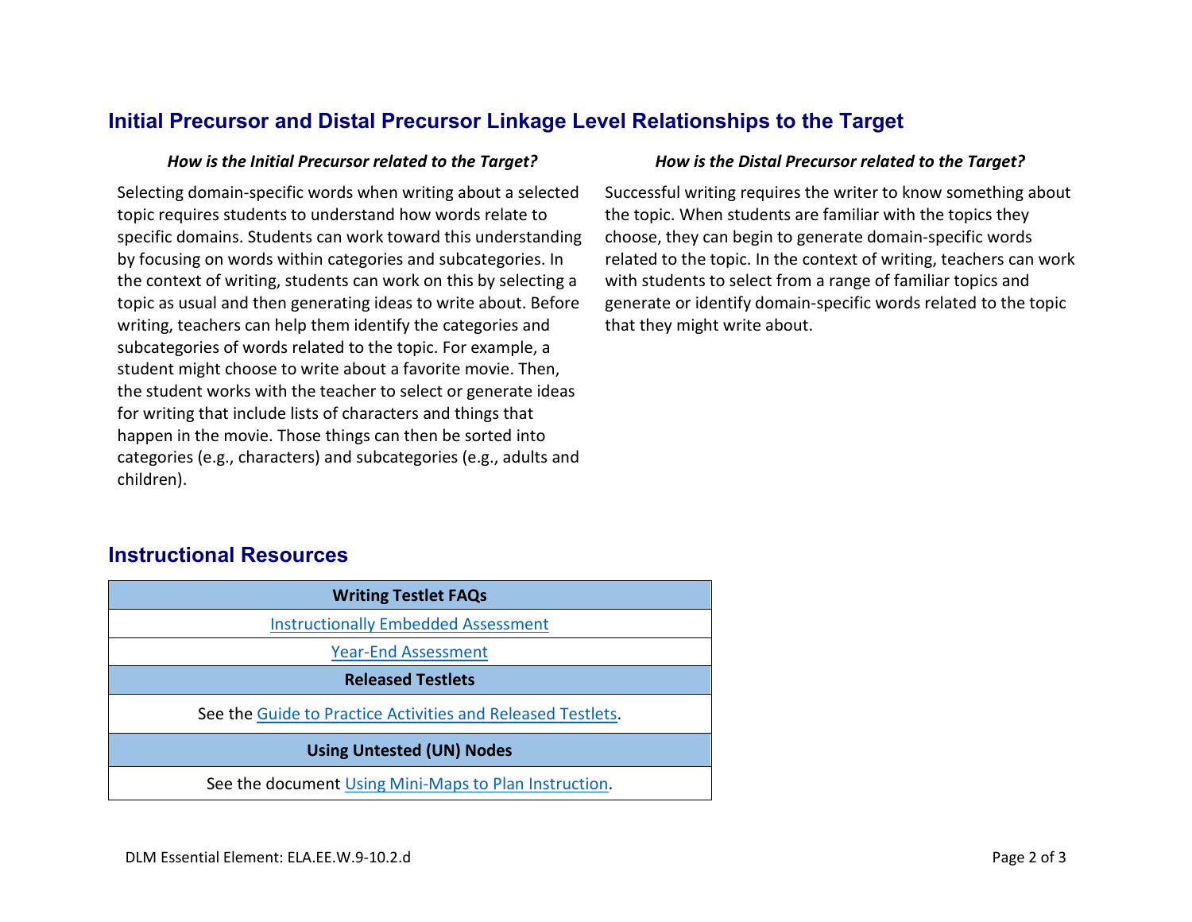## Initial Precursor and Distal Precursor Linkage Level Relationships to the Target

### *How is the Initial Precursor related to the Target?*

Selecting domain-specific words when writing about a selected topic requires students to understand how words relate to specific domains. Students can work toward this understanding by focusing on words within categories and subcategories. In the context of writing, students can work on this by selecting a topic as usual and then generating ideas to write about. Before writing, teachers can help them identify the categories and subcategories of words related to the topic. For example, a student might choose to write about a favorite movie. Then, the student works with the teacher to select or generate ideas for writing that include lists of characters and things that happen in the movie. Those things can then be sorted into categories (e.g., characters) and subcategories (e.g., adults and children).

### *How is the Distal Precursor related to the Target?*

Successful writing requires the writer to know something about the topic. When students are familiar with the topics they choose, they can begin to generate domain-specific words related to the topic. In the context of writing, teachers can work with students to select from a range of familiar topics and generate or identify domain-specific words related to the topic that they might write about.

## Instructional Resources

| **Writing Testlet FAQs** |
| --- |
| Instructionally Embedded Assessment |
| Year-End Assessment |
| **Released Testlets** |
| See the Guide to Practice Activities and Released Testlets. |
| **Using Untested (UN) Nodes** |
| See the document Using Mini-Maps to Plan Instruction. |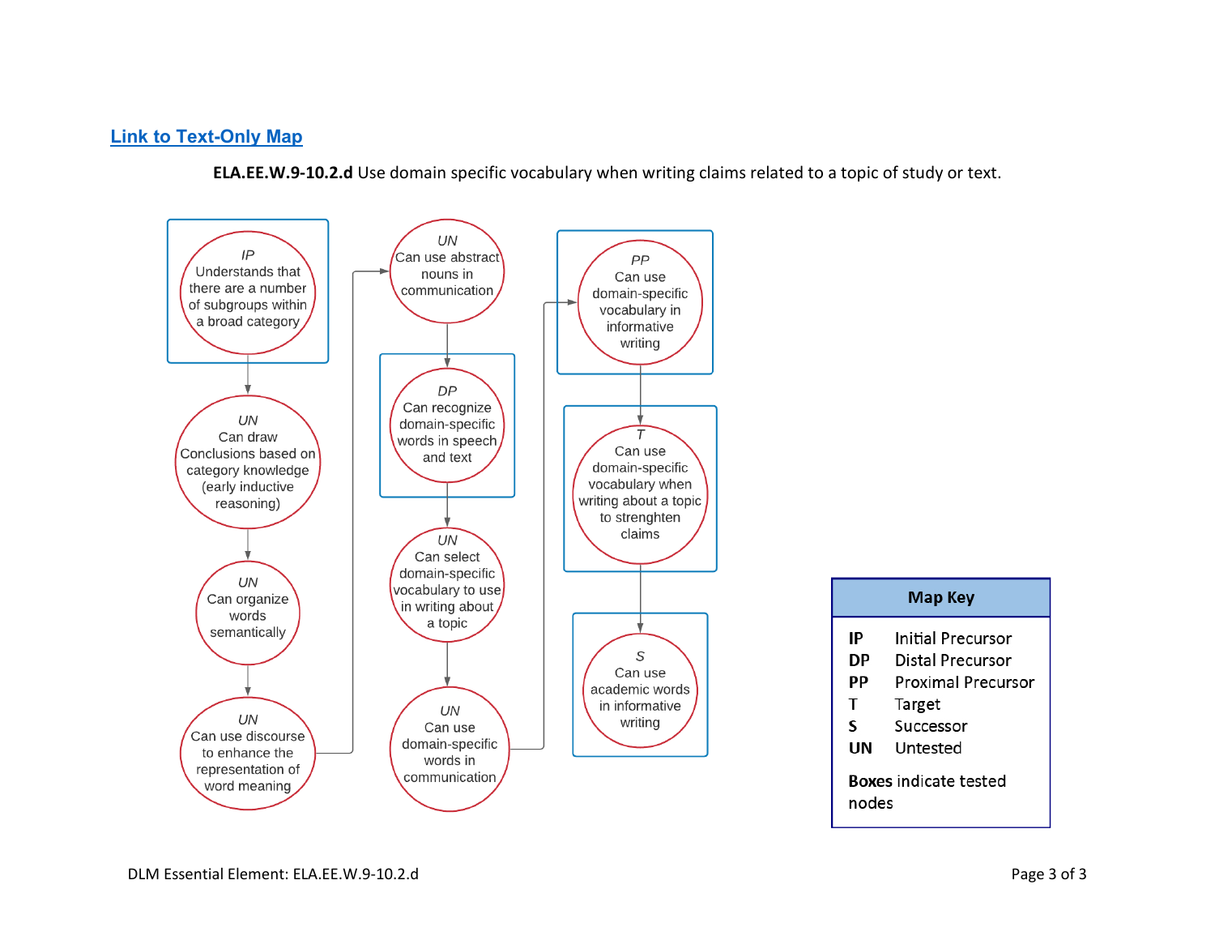[Link to Text-Only Map]

**ELA.EE.W.9-10.2.d** Use domain specific vocabulary when writing claims related to a topic of study or text.

*IP*
Understands that there are a number of subgroups within a broad category

*UN*
Can draw Conclusions based on category knowledge (early inductive reasoning)

*UN*
Can organize words semantically

*UN*
Can use discourse to enhance the representation of word meaning

*UN*
Can use abstract nouns in communication

*DP*
Can recognize domain-specific words in speech and text

*UN*
Can select domain-specific vocabulary to use in writing about a topic

*UN*
Can use domain-specific words in communication

*PP*
Can use domain-specific vocabulary in informative writing

*T*
Can use domain-specific vocabulary when writing about a topic to strenghten claims

*S*
Can use academic words in informative writing

**Map Key**

**IP** Initial Precursor
**DP** Distal Precursor
**PP** Proximal Precursor
**T** Target
**S** Successor
**UN** Untested

**Boxes** indicate tested nodes

DLM Essential Element: ELA.EE.W.9-10.2.d